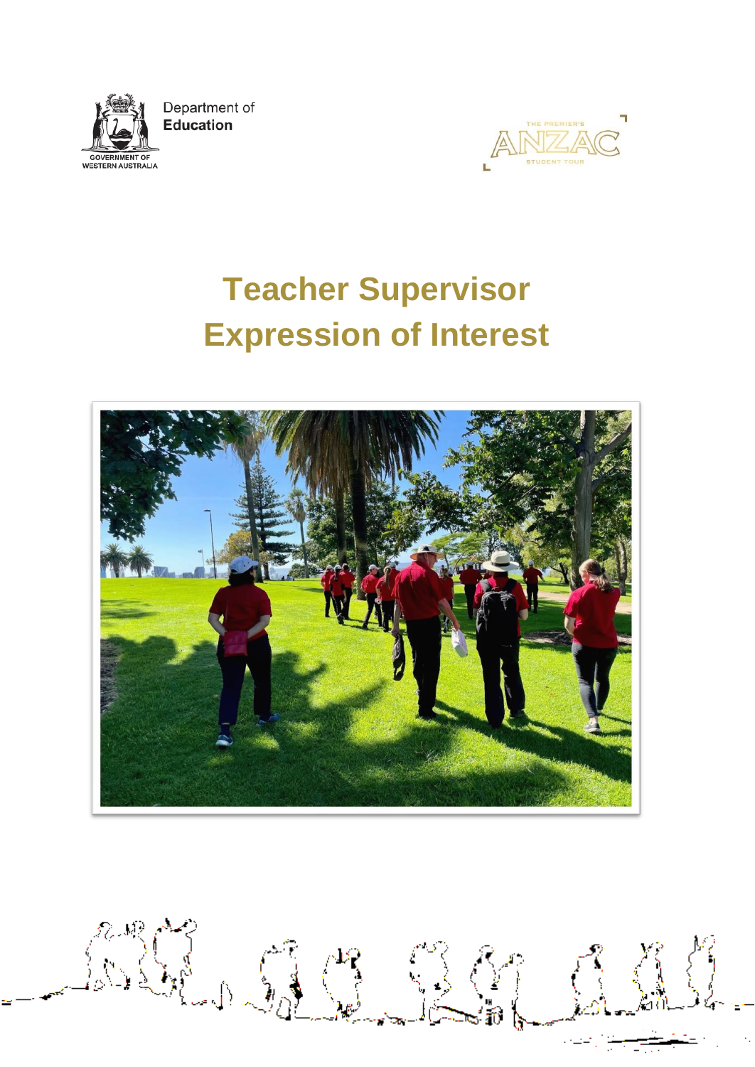Department of
**Education**

GOVERNMENT OF
WESTERN AUSTRALIA

THE PREMIER'S
ANZAC
STUDENT TOUR

# Teacher Supervisor Expression of Interest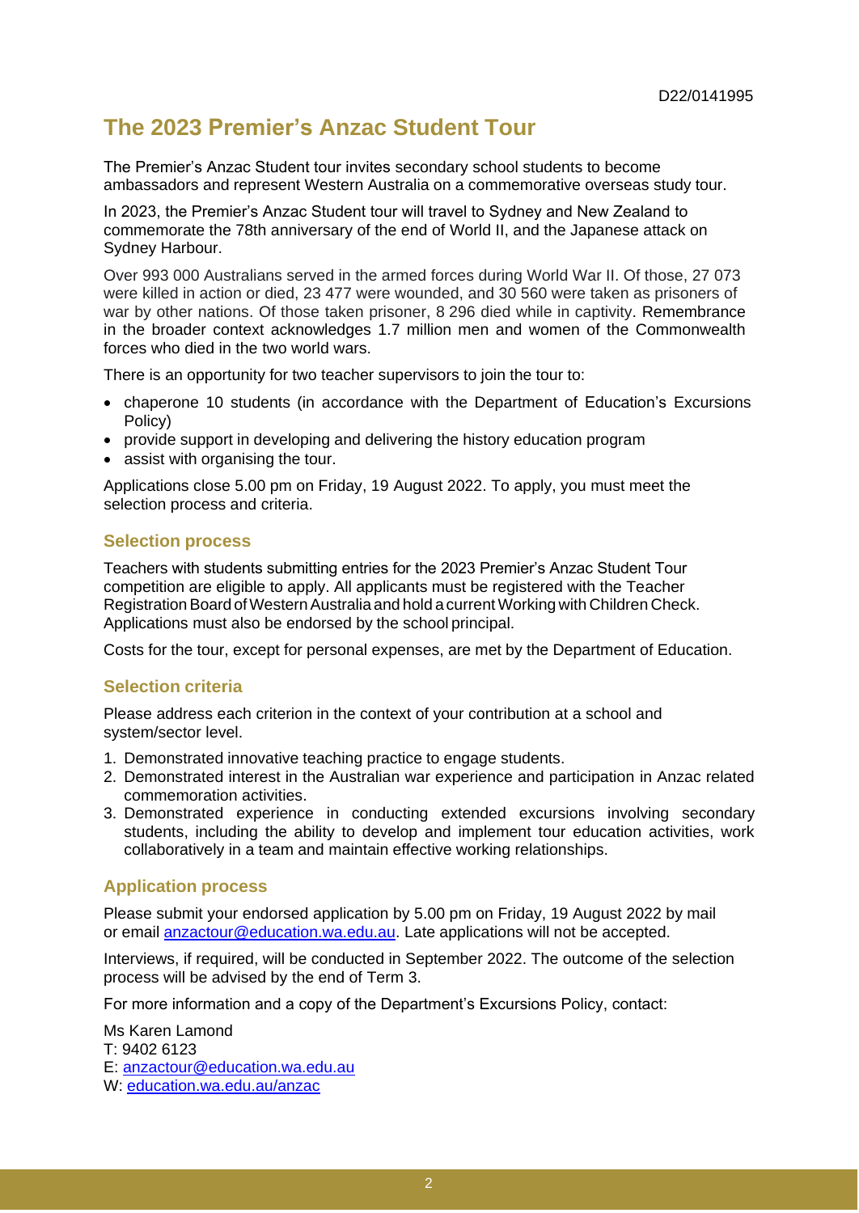D22/0141995

# The 2023 Premier's Anzac Student Tour

The Premier's Anzac Student tour invites secondary school students to become ambassadors and represent Western Australia on a commemorative overseas study tour.

In 2023, the Premier's Anzac Student tour will travel to Sydney and New Zealand to commemorate the 78th anniversary of the end of World II, and the Japanese attack on Sydney Harbour.

Over 993 000 Australians served in the armed forces during World War II. Of those, 27 073 were killed in action or died, 23 477 were wounded, and 30 560 were taken as prisoners of war by other nations. Of those taken prisoner, 8 296 died while in captivity. Remembrance in the broader context acknowledges 1.7 million men and women of the Commonwealth forces who died in the two world wars.

There is an opportunity for two teacher supervisors to join the tour to:

- chaperone 10 students (in accordance with the Department of Education's Excursions Policy)
- provide support in developing and delivering the history education program
- assist with organising the tour.

Applications close 5.00 pm on Friday, 19 August 2022. To apply, you must meet the selection process and criteria.

## Selection process

Teachers with students submitting entries for the 2023 Premier's Anzac Student Tour competition are eligible to apply. All applicants must be registered with the Teacher Registration Board of Western Australia and hold a current Working with Children Check. Applications must also be endorsed by the school principal.

Costs for the tour, except for personal expenses, are met by the Department of Education.

## Selection criteria

Please address each criterion in the context of your contribution at a school and system/sector level.

1. Demonstrated innovative teaching practice to engage students.
2. Demonstrated interest in the Australian war experience and participation in Anzac related commemoration activities.
3. Demonstrated experience in conducting extended excursions involving secondary students, including the ability to develop and implement tour education activities, work collaboratively in a team and maintain effective working relationships.

## Application process

Please submit your endorsed application by 5.00 pm on Friday, 19 August 2022 by mail or email anzactour@education.wa.edu.au. Late applications will not be accepted.

Interviews, if required, will be conducted in September 2022. The outcome of the selection process will be advised by the end of Term 3.

For more information and a copy of the Department's Excursions Policy, contact:

Ms Karen Lamond  
T: 9402 6123  
E: anzactour@education.wa.edu.au  
W: education.wa.edu.au/anzac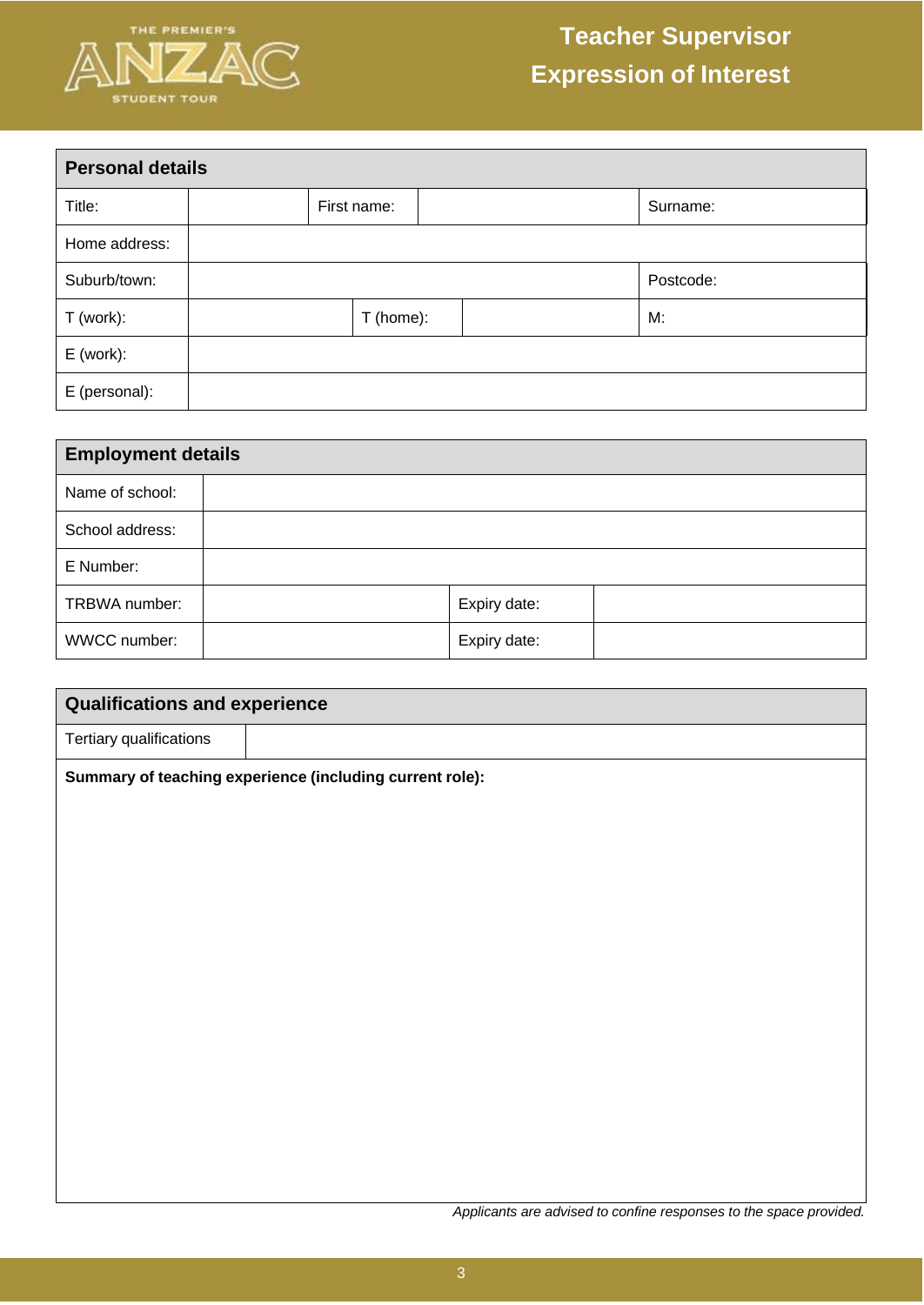# Teacher Supervisor Expression of Interest

| Personal details | | | | |
|---|---|---|---|---|
| Title: | | First name: | | Surname: |
| Home address: | | | | |
| Suburb/town: | | | | Postcode: |
| T (work): | | T (home): | | M: |
| E (work): | | | | |
| E (personal): | | | | |

| Employment details | | | |
|---|---|---|---|
| Name of school: | | | |
| School address: | | | |
| E Number: | | | |
| TRBWA number: | | Expiry date: | |
| WWCC number: | | Expiry date: | |

| Qualifications and experience | |
|---|---|
| Tertiary qualifications | |

**Summary of teaching experience (including current role):**

*Applicants are advised to confine responses to the space provided.*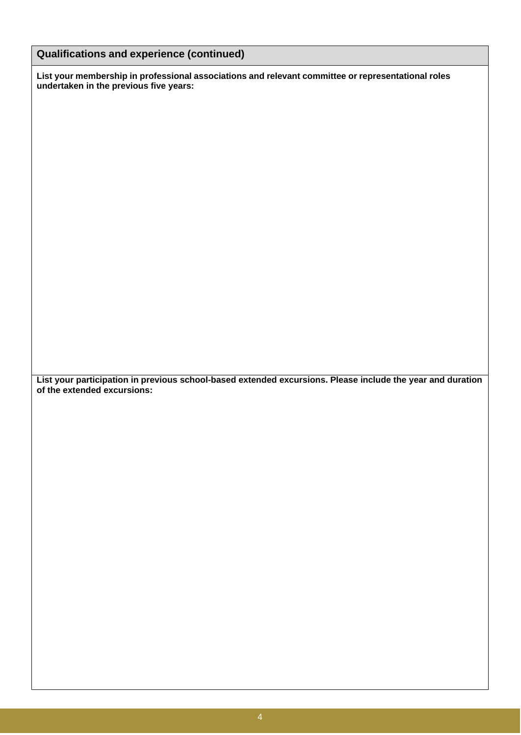## Qualifications and experience (continued)

**List your membership in professional associations and relevant committee or representational roles undertaken in the previous five years:**

**List your participation in previous school-based extended excursions. Please include the year and duration of the extended excursions:**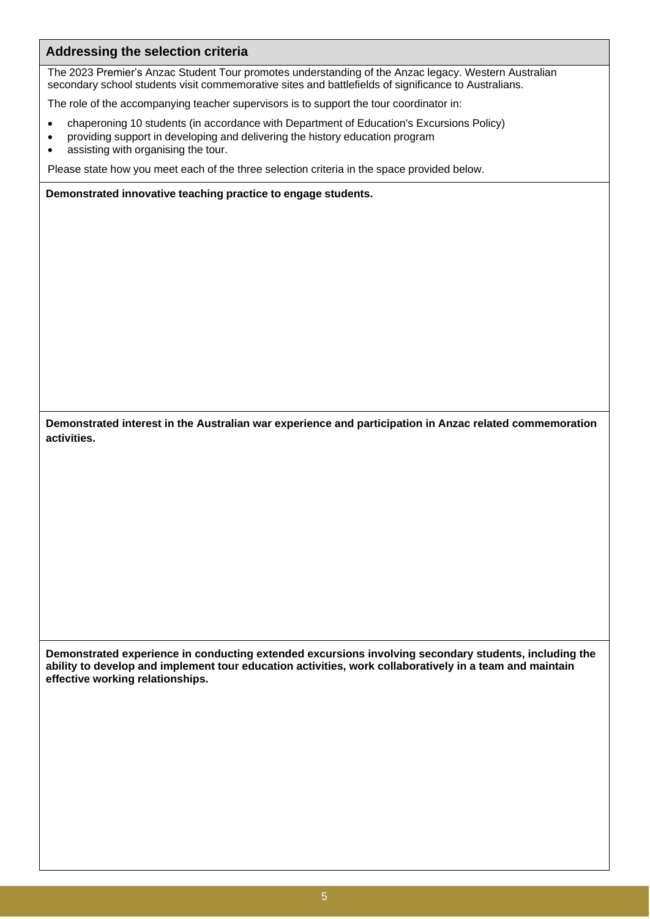## Addressing the selection criteria

The 2023 Premier's Anzac Student Tour promotes understanding of the Anzac legacy. Western Australian secondary school students visit commemorative sites and battlefields of significance to Australians.

The role of the accompanying teacher supervisors is to support the tour coordinator in:

- chaperoning 10 students (in accordance with Department of Education's Excursions Policy)
- providing support in developing and delivering the history education program
- assisting with organising the tour.

Please state how you meet each of the three selection criteria in the space provided below.

**Demonstrated innovative teaching practice to engage students.**

**Demonstrated interest in the Australian war experience and participation in Anzac related commemoration activities.**

**Demonstrated experience in conducting extended excursions involving secondary students, including the ability to develop and implement tour education activities, work collaboratively in a team and maintain effective working relationships.**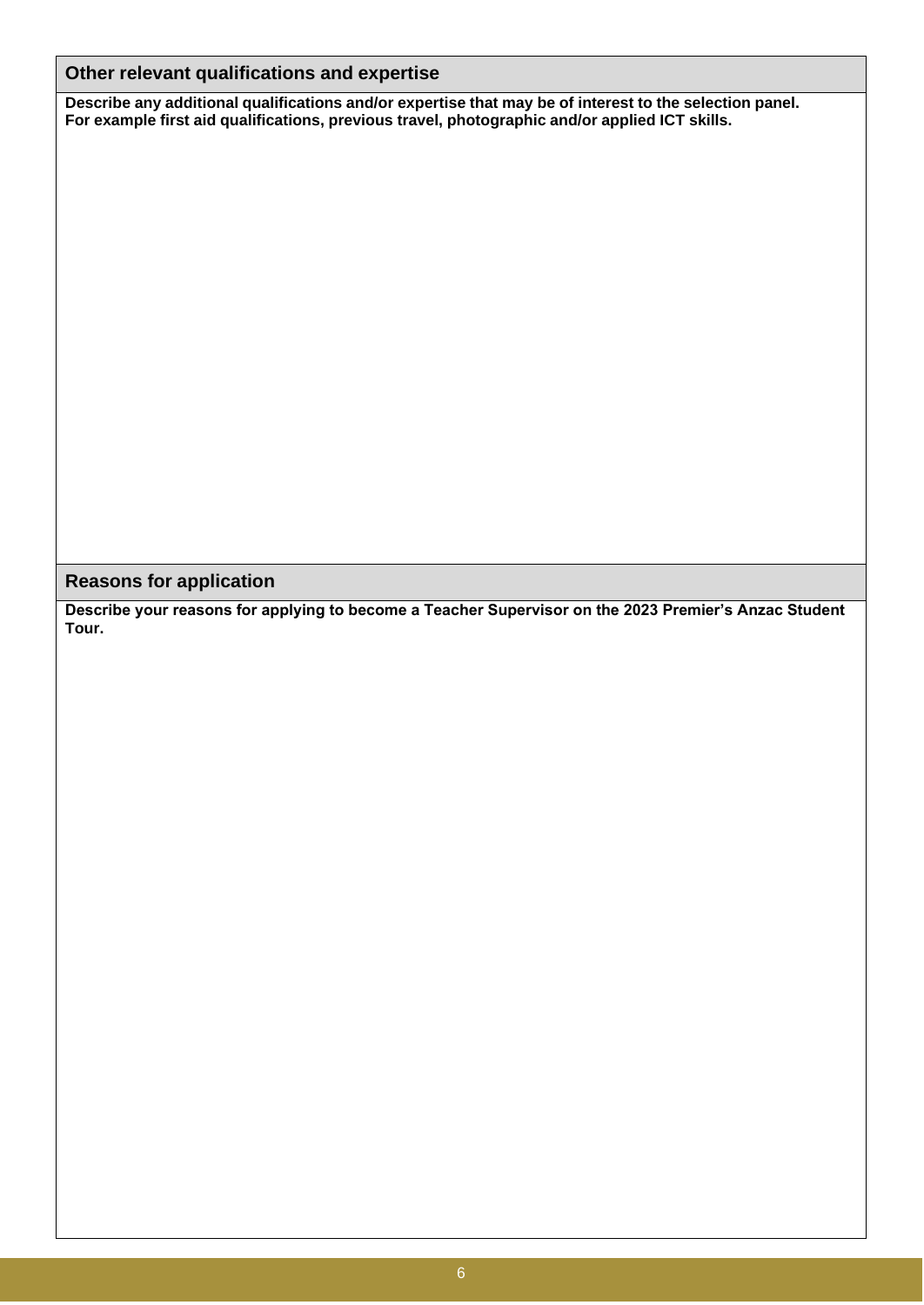## Other relevant qualifications and expertise

**Describe any additional qualifications and/or expertise that may be of interest to the selection panel. For example first aid qualifications, previous travel, photographic and/or applied ICT skills.**

## Reasons for application

**Describe your reasons for applying to become a Teacher Supervisor on the 2023 Premier's Anzac Student Tour.**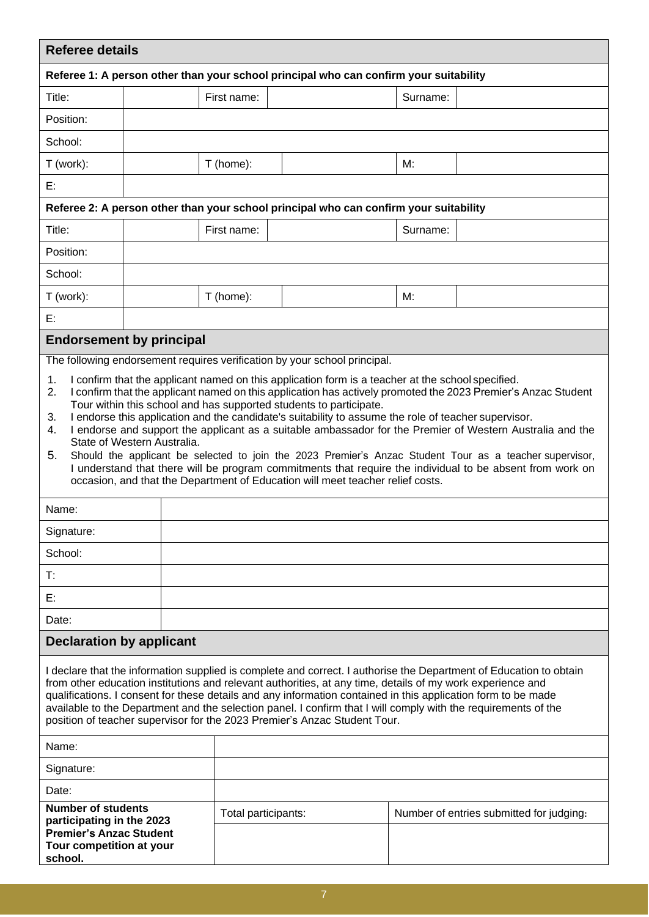## Referee details

**Referee 1: A person other than your school principal who can confirm your suitability**

| Title: | | First name: | | Surname: | |
|---|---|---|---|---|---|
| Position: | | | | | |
| School: | | | | | |
| T (work): | | T (home): | | M: | |
| E: | | | | | |

**Referee 2: A person other than your school principal who can confirm your suitability**

| Title: | | First name: | | Surname: | |
|---|---|---|---|---|---|
| Position: | | | | | |
| School: | | | | | |
| T (work): | | T (home): | | M: | |
| E: | | | | | |

## Endorsement by principal

The following endorsement requires verification by your school principal.

1. I confirm that the applicant named on this application form is a teacher at the school specified.
2. I confirm that the applicant named on this application has actively promoted the 2023 Premier's Anzac Student Tour within this school and has supported students to participate.
3. I endorse this application and the candidate's suitability to assume the role of teacher supervisor.
4. I endorse and support the applicant as a suitable ambassador for the Premier of Western Australia and the State of Western Australia.
5. Should the applicant be selected to join the 2023 Premier's Anzac Student Tour as a teacher supervisor, I understand that there will be program commitments that require the individual to be absent from work on occasion, and that the Department of Education will meet teacher relief costs.

| Name: | |
|---|---|
| Signature: | |
| School: | |
| T: | |
| E: | |
| Date: | |

## Declaration by applicant

I declare that the information supplied is complete and correct. I authorise the Department of Education to obtain from other education institutions and relevant authorities, at any time, details of my work experience and qualifications. I consent for these details and any information contained in this application form to be made available to the Department and the selection panel. I confirm that I will comply with the requirements of the position of teacher supervisor for the 2023 Premier's Anzac Student Tour.

| Name: | | |
|---|---|---|
| Signature: | | |
| Date: | | |
| **Number of students participating in the 2023 Premier's Anzac Student Tour competition at your school.** | Total participants: | Number of entries submitted for judging: |
| | | |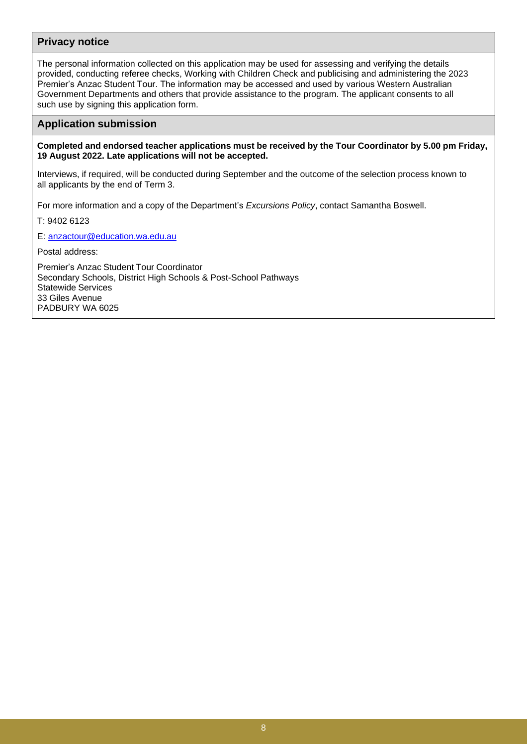## Privacy notice

The personal information collected on this application may be used for assessing and verifying the details provided, conducting referee checks, Working with Children Check and publicising and administering the 2023 Premier's Anzac Student Tour. The information may be accessed and used by various Western Australian Government Departments and others that provide assistance to the program. The applicant consents to all such use by signing this application form.

## Application submission

**Completed and endorsed teacher applications must be received by the Tour Coordinator by 5.00 pm Friday, 19 August 2022. Late applications will not be accepted.**

Interviews, if required, will be conducted during September and the outcome of the selection process known to all applicants by the end of Term 3.

For more information and a copy of the Department's *Excursions Policy*, contact Samantha Boswell.

T: 9402 6123

E: anzactour@education.wa.edu.au

Postal address:

Premier's Anzac Student Tour Coordinator
Secondary Schools, District High Schools & Post-School Pathways
Statewide Services
33 Giles Avenue
PADBURY WA 6025